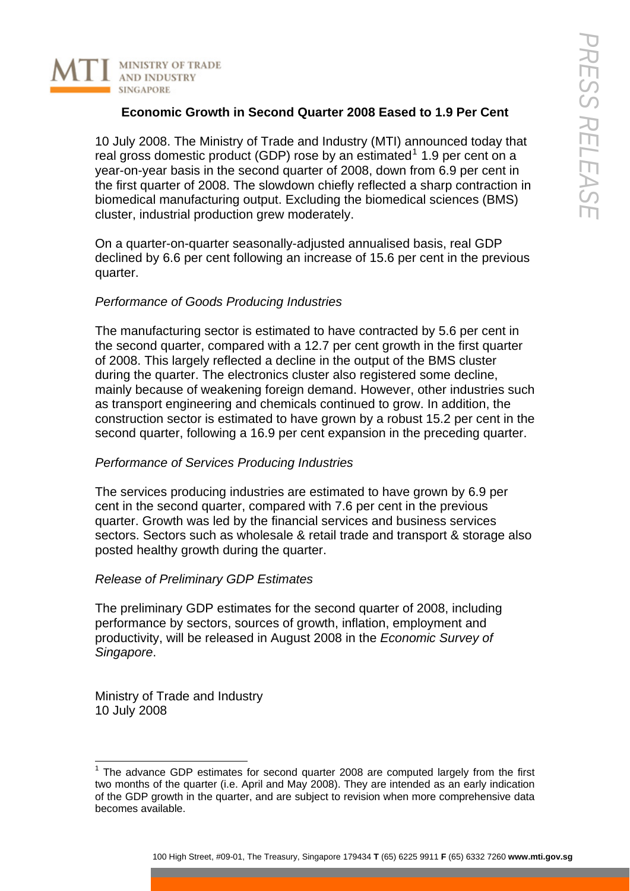MINISTRY OF TRADE AND INDUSTRY SINGAPORE

PRESS RELEASE

## Economic Growth in Second Quarter 2008 Eased to 1.9 Per Cent

10 July 2008. The Ministry of Trade and Industry (MTI) announced today that real gross domestic product (GDP) rose by an estimated[1] 1.9 per cent on a year-on-year basis in the second quarter of 2008, down from 6.9 per cent in the first quarter of 2008. The slowdown chiefly reflected a sharp contraction in biomedical manufacturing output. Excluding the biomedical sciences (BMS) cluster, industrial production grew moderately.

On a quarter-on-quarter seasonally-adjusted annualised basis, real GDP declined by 6.6 per cent following an increase of 15.6 per cent in the previous quarter.

*Performance of Goods Producing Industries*

The manufacturing sector is estimated to have contracted by 5.6 per cent in the second quarter, compared with a 12.7 per cent growth in the first quarter of 2008. This largely reflected a decline in the output of the BMS cluster during the quarter. The electronics cluster also registered some decline, mainly because of weakening foreign demand. However, other industries such as transport engineering and chemicals continued to grow. In addition, the construction sector is estimated to have grown by a robust 15.2 per cent in the second quarter, following a 16.9 per cent expansion in the preceding quarter.

*Performance of Services Producing Industries*

The services producing industries are estimated to have grown by 6.9 per cent in the second quarter, compared with 7.6 per cent in the previous quarter. Growth was led by the financial services and business services sectors. Sectors such as wholesale & retail trade and transport & storage also posted healthy growth during the quarter.

*Release of Preliminary GDP Estimates*

The preliminary GDP estimates for the second quarter of 2008, including performance by sectors, sources of growth, inflation, employment and productivity, will be released in August 2008 in the *Economic Survey of Singapore*.

Ministry of Trade and Industry
10 July 2008

[1] The advance GDP estimates for second quarter 2008 are computed largely from the first two months of the quarter (i.e. April and May 2008). They are intended as an early indication of the GDP growth in the quarter, and are subject to revision when more comprehensive data becomes available.

100 High Street, #09-01, The Treasury, Singapore 179434 **T** (65) 6225 9911 **F** (65) 6332 7260 **www.mti.gov.sg**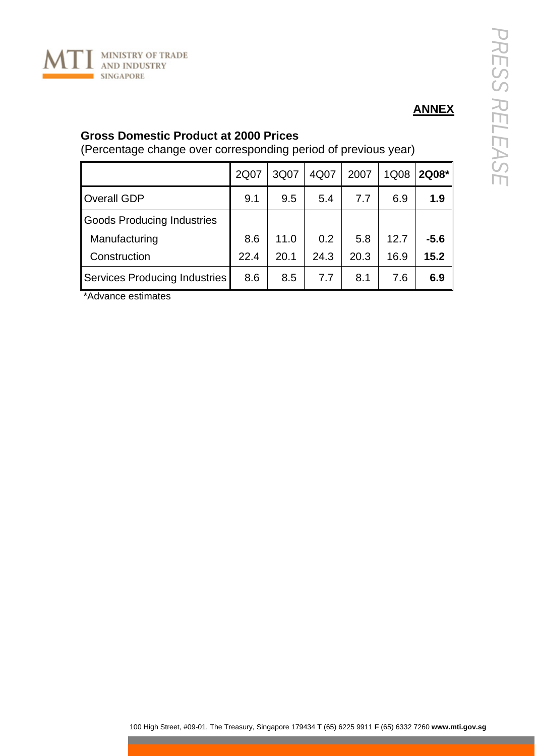**ANNEX**

**Gross Domestic Product at 2000 Prices**

(Percentage change over corresponding period of previous year)

| | 2Q07 | 3Q07 | 4Q07 | 2007 | 1Q08 | **2Q08*** |
|---|---|---|---|---|---|---|
| Overall GDP | 9.1 | 9.5 | 5.4 | 7.7 | 6.9 | **1.9** |
| Goods Producing Industries | | | | | | |
| Manufacturing | 8.6 | 11.0 | 0.2 | 5.8 | 12.7 | **-5.6** |
| Construction | 22.4 | 20.1 | 24.3 | 20.3 | 16.9 | **15.2** |
| Services Producing Industries | 8.6 | 8.5 | 7.7 | 8.1 | 7.6 | **6.9** |

*Advance estimates